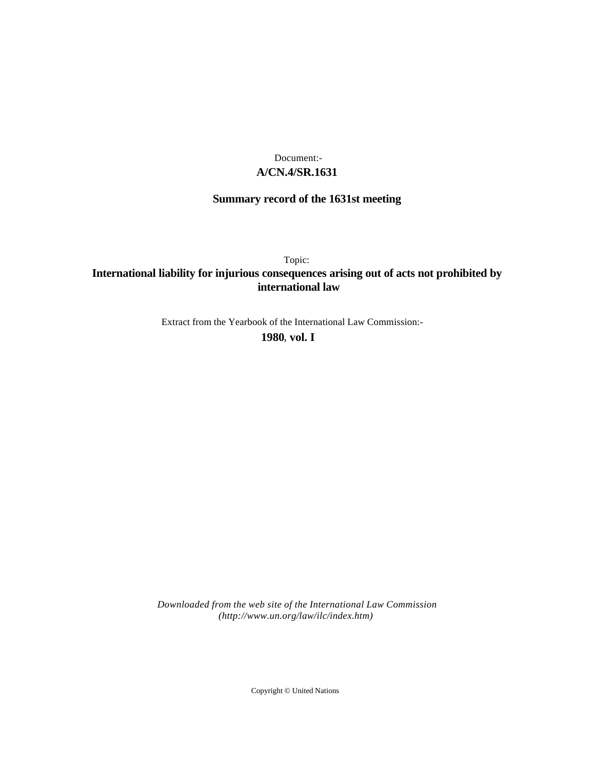Document:-

**A/CN.4/SR.1631**

**Summary record of the 1631st meeting**

Topic:

**International liability for injurious consequences arising out of acts not prohibited by international law**

Extract from the Yearbook of the International Law Commission:-

**1980, vol. I**

*Downloaded from the web site of the International Law Commission (http://www.un.org/law/ilc/index.htm)*

Copyright © United Nations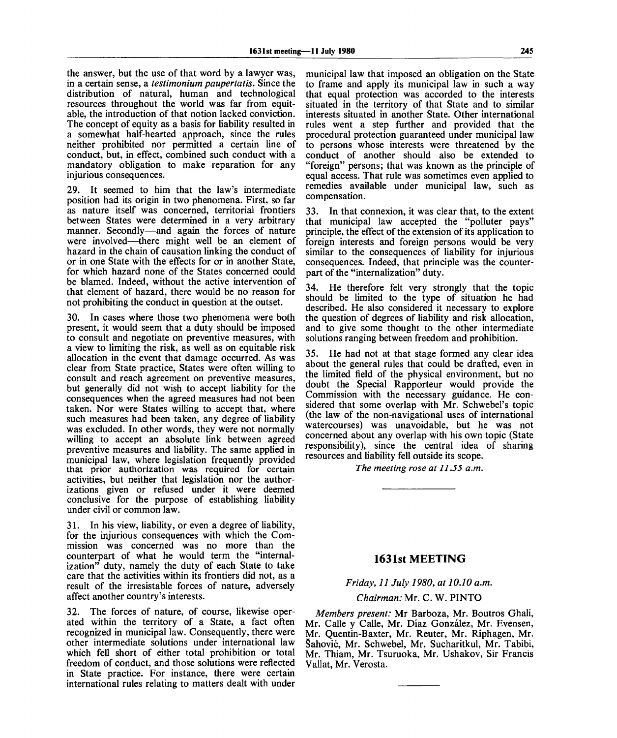the answer, but the use of that word by a lawyer was, in a certain sense, a *testimonium paupertatis*. Since the distribution of natural, human and technological resources throughout the world was far from equitable, the introduction of that notion lacked conviction. The concept of equity as a basis for liability resulted in a somewhat half-hearted approach, since the rules neither prohibited nor permitted a certain line of conduct, but, in effect, combined such conduct with a mandatory obligation to make reparation for any injurious consequences.

29. It seemed to him that the law's intermediate position had its origin in two phenomena. First, so far as nature itself was concerned, territorial frontiers between States were determined in a very arbitrary manner. Secondly—and again the forces of nature were involved—there might well be an element of hazard in the chain of causation linking the conduct of or in one State with the effects for or in another State, for which hazard none of the States concerned could be blamed. Indeed, without the active intervention of that element of hazard, there would be no reason for not prohibiting the conduct in question at the outset.

30. In cases where those two phenomena were both present, it would seem that a duty should be imposed to consult and negotiate on preventive measures, with a view to limiting the risk, as well as on equitable risk allocation in the event that damage occurred. As was clear from State practice, States were often willing to consult and reach agreement on preventive measures, but generally did not wish to accept liability for the consequences when the agreed measures had not been taken. Nor were States willing to accept that, where such measures had been taken, any degree of liability was excluded. In other words, they were not normally willing to accept an absolute link between agreed preventive measures and liability. The same applied in municipal law, where legislation frequently provided that prior authorization was required for certain activities, but neither that legislation nor the authorizations given or refused under it were deemed conclusive for the purpose of establishing liability under civil or common law.

31. In his view, liability, or even a degree of liability, for the injurious consequences with which the Commission was concerned was no more than the counterpart of what he would term the "internalization" duty, namely the duty of each State to take care that the activities within its frontiers did not, as a result of the irresistable forces of nature, adversely affect another country's interests.

32. The forces of nature, of course, likewise operated within the territory of a State, a fact often recognized in municipal law. Consequently, there were other intermediate solutions under international law which fell short of either total prohibition or total freedom of conduct, and those solutions were reflected in State practice. For instance, there were certain international rules relating to matters dealt with under municipal law that imposed an obligation on the State to frame and apply its municipal law in such a way that equal protection was accorded to the interests situated in the territory of that State and to similar interests situated in another State. Other international rules went a step further and provided that the procedural protection guaranteed under municipal law to persons whose interests were threatened by the conduct of another should also be extended to "foreign" persons; that was known as the principle of equal access. That rule was sometimes even applied to remedies available under municipal law, such as compensation.

33. In that connexion, it was clear that, to the extent that municipal law accepted the "polluter pays" principle, the effect of the extension of its application to foreign interests and foreign persons would be very similar to the consequences of liability for injurious consequences. Indeed, that principle was the counterpart of the "internalization" duty.

34. He therefore felt very strongly that the topic should be limited to the type of situation he had described. He also considered it necessary to explore the question of degrees of liability and risk allocation, and to give some thought to the other intermediate solutions ranging between freedom and prohibition.

35. He had not at that stage formed any clear idea about the general rules that could be drafted, even in the limited field of the physical environment, but no doubt the Special Rapporteur would provide the Commission with the necessary guidance. He considered that some overlap with Mr. Schwebel's topic (the law of the non-navigational uses of international watercourses) was unavoidable, but he was not concerned about any overlap with his own topic (State responsibility), since the central idea of sharing resources and liability fell outside its scope.

*The meeting rose at 11.55 a.m.*

---

## 1631st MEETING

*Friday, 11 July 1980, at 10.10 a.m.*

*Chairman:* Mr. C. W. PINTO

*Members present:* Mr Barboza, Mr. Boutros Ghali, Mr. Calle y Calle, Mr. Díaz González, Mr. Evensen, Mr. Quentin-Baxter, Mr. Reuter, Mr. Riphagen, Mr. Šahović, Mr. Schwebel, Mr. Sucharitkul, Mr. Tabibi, Mr. Thiam, Mr. Tsuruoka, Mr. Ushakov, Sir Francis Vallat, Mr. Verosta.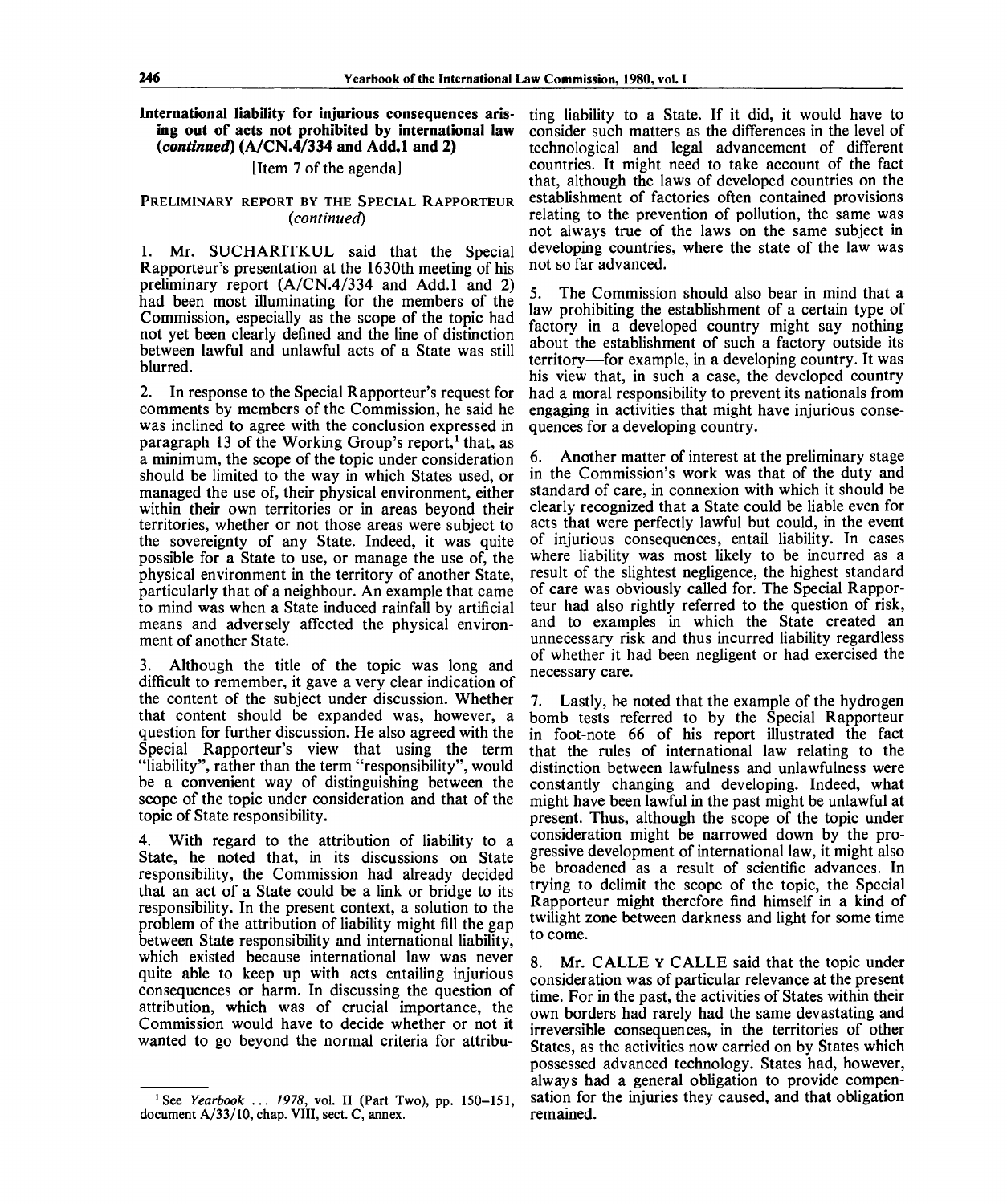**International liability for injurious consequences arising out of acts not prohibited by international law (*continued*) (A/CN.4/334 and Add.1 and 2)**

[Item 7 of the agenda]

PRELIMINARY REPORT BY THE SPECIAL RAPPORTEUR (*continued*)

1. Mr. SUCHARITKUL said that the Special Rapporteur's presentation at the 1630th meeting of his preliminary report (A/CN.4/334 and Add.1 and 2) had been most illuminating for the members of the Commission, especially as the scope of the topic had not yet been clearly defined and the line of distinction between lawful and unlawful acts of a State was still blurred.

2. In response to the Special Rapporteur's request for comments by members of the Commission, he said he was inclined to agree with the conclusion expressed in paragraph 13 of the Working Group's report,[1] that, as a minimum, the scope of the topic under consideration should be limited to the way in which States used, or managed the use of, their physical environment, either within their own territories or in areas beyond their territories, whether or not those areas were subject to the sovereignty of any State. Indeed, it was quite possible for a State to use, or manage the use of, the physical environment in the territory of another State, particularly that of a neighbour. An example that came to mind was when a State induced rainfall by artificial means and adversely affected the physical environment of another State.

3. Although the title of the topic was long and difficult to remember, it gave a very clear indication of the content of the subject under discussion. Whether that content should be expanded was, however, a question for further discussion. He also agreed with the Special Rapporteur's view that using the term "liability", rather than the term "responsibility", would be a convenient way of distinguishing between the scope of the topic under consideration and that of the topic of State responsibility.

4. With regard to the attribution of liability to a State, he noted that, in its discussions on State responsibility, the Commission had already decided that an act of a State could be a link or bridge to its responsibility. In the present context, a solution to the problem of the attribution of liability might fill the gap between State responsibility and international liability, which existed because international law was never quite able to keep up with acts entailing injurious consequences or harm. In discussing the question of attribution, which was of crucial importance, the Commission would have to decide whether or not it wanted to go beyond the normal criteria for attributing liability to a State. If it did, it would have to consider such matters as the differences in the level of technological and legal advancement of different countries. It might need to take account of the fact that, although the laws of developed countries on the establishment of factories often contained provisions relating to the prevention of pollution, the same was not always true of the laws on the same subject in developing countries, where the state of the law was not so far advanced.

5. The Commission should also bear in mind that a law prohibiting the establishment of a certain type of factory in a developed country might say nothing about the establishment of such a factory outside its territory—for example, in a developing country. It was his view that, in such a case, the developed country had a moral responsibility to prevent its nationals from engaging in activities that might have injurious consequences for a developing country.

6. Another matter of interest at the preliminary stage in the Commission's work was that of the duty and standard of care, in connexion with which it should be clearly recognized that a State could be liable even for acts that were perfectly lawful but could, in the event of injurious consequences, entail liability. In cases where liability was most likely to be incurred as a result of the slightest negligence, the highest standard of care was obviously called for. The Special Rapporteur had also rightly referred to the question of risk, and to examples in which the State created an unnecessary risk and thus incurred liability regardless of whether it had been negligent or had exercised the necessary care.

7. Lastly, he noted that the example of the hydrogen bomb tests referred to by the Special Rapporteur in foot-note 66 of his report illustrated the fact that the rules of international law relating to the distinction between lawfulness and unlawfulness were constantly changing and developing. Indeed, what might have been lawful in the past might be unlawful at present. Thus, although the scope of the topic under consideration might be narrowed down by the progressive development of international law, it might also be broadened as a result of scientific advances. In trying to delimit the scope of the topic, the Special Rapporteur might therefore find himself in a kind of twilight zone between darkness and light for some time to come.

8. Mr. CALLE Y CALLE said that the topic under consideration was of particular relevance at the present time. For in the past, the activities of States within their own borders had rarely had the same devastating and irreversible consequences, in the territories of other States, as the activities now carried on by States which possessed advanced technology. States had, however, always had a general obligation to provide compensation for the injuries they caused, and that obligation remained.

---

[1] See *Yearbook ... 1978*, vol. II (Part Two), pp. 150–151, document A/33/10, chap. VIII, sect. C, annex.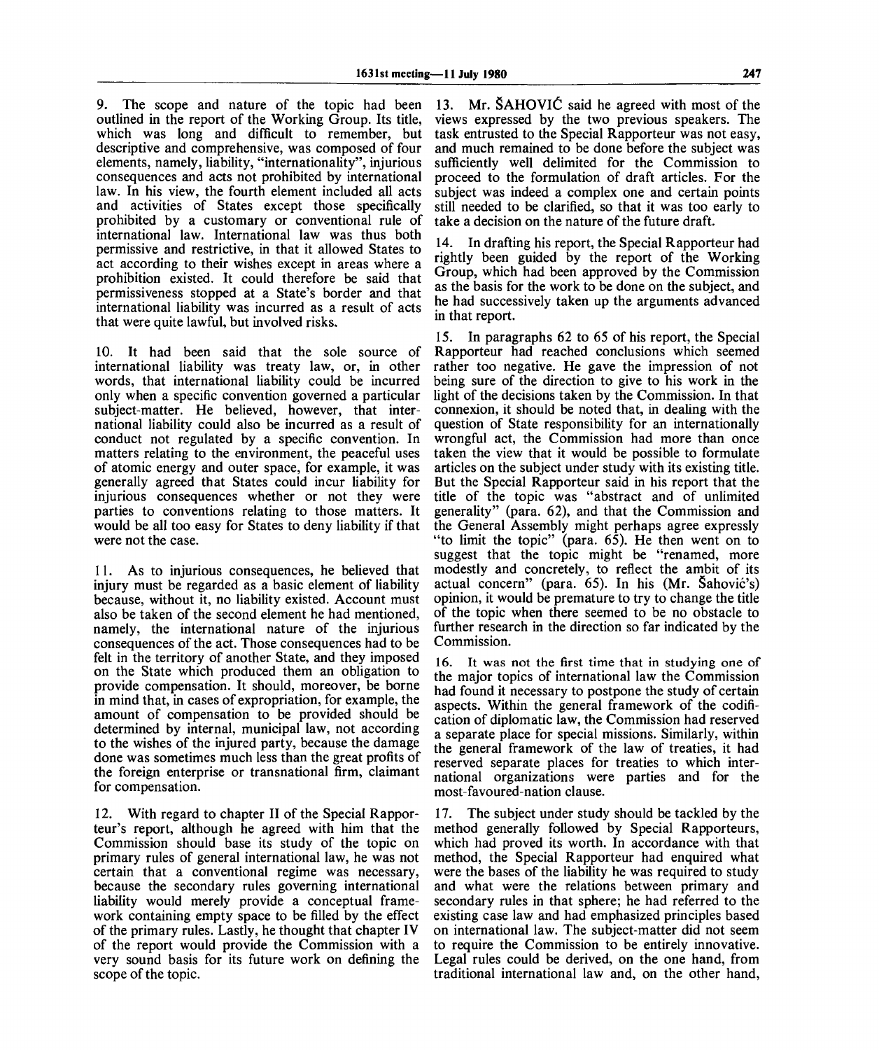9. The scope and nature of the topic had been outlined in the report of the Working Group. Its title, which was long and difficult to remember, but descriptive and comprehensive, was composed of four elements, namely, liability, "internationality", injurious consequences and acts not prohibited by international law. In his view, the fourth element included all acts and activities of States except those specifically prohibited by a customary or conventional rule of international law. International law was thus both permissive and restrictive, in that it allowed States to act according to their wishes except in areas where a prohibition existed. It could therefore be said that permissiveness stopped at a State's border and that international liability was incurred as a result of acts that were quite lawful, but involved risks.

10. It had been said that the sole source of international liability was treaty law, or, in other words, that international liability could be incurred only when a specific convention governed a particular subject-matter. He believed, however, that international liability could also be incurred as a result of conduct not regulated by a specific convention. In matters relating to the environment, the peaceful uses of atomic energy and outer space, for example, it was generally agreed that States could incur liability for injurious consequences whether or not they were parties to conventions relating to those matters. It would be all too easy for States to deny liability if that were not the case.

11. As to injurious consequences, he believed that injury must be regarded as a basic element of liability because, without it, no liability existed. Account must also be taken of the second element he had mentioned, namely, the international nature of the injurious consequences of the act. Those consequences had to be felt in the territory of another State, and they imposed on the State which produced them an obligation to provide compensation. It should, moreover, be borne in mind that, in cases of expropriation, for example, the amount of compensation to be provided should be determined by internal, municipal law, not according to the wishes of the injured party, because the damage done was sometimes much less than the great profits of the foreign enterprise or transnational firm, claimant for compensation.

12. With regard to chapter II of the Special Rapporteur's report, although he agreed with him that the Commission should base its study of the topic on primary rules of general international law, he was not certain that a conventional regime was necessary, because the secondary rules governing international liability would merely provide a conceptual framework containing empty space to be filled by the effect of the primary rules. Lastly, he thought that chapter IV of the report would provide the Commission with a very sound basis for its future work on defining the scope of the topic.

13. Mr. ŠAHOVIĆ said he agreed with most of the views expressed by the two previous speakers. The task entrusted to the Special Rapporteur was not easy, and much remained to be done before the subject was sufficiently well delimited for the Commission to proceed to the formulation of draft articles. For the subject was indeed a complex one and certain points still needed to be clarified, so that it was too early to take a decision on the nature of the future draft.

14. In drafting his report, the Special Rapporteur had rightly been guided by the report of the Working Group, which had been approved by the Commission as the basis for the work to be done on the subject, and he had successively taken up the arguments advanced in that report.

15. In paragraphs 62 to 65 of his report, the Special Rapporteur had reached conclusions which seemed rather too negative. He gave the impression of not being sure of the direction to give to his work in the light of the decisions taken by the Commission. In that connexion, it should be noted that, in dealing with the question of State responsibility for an internationally wrongful act, the Commission had more than once taken the view that it would be possible to formulate articles on the subject under study with its existing title. But the Special Rapporteur said in his report that the title of the topic was "abstract and of unlimited generality" (para. 62), and that the Commission and the General Assembly might perhaps agree expressly "to limit the topic" (para. 65). He then went on to suggest that the topic might be "renamed, more modestly and concretely, to reflect the ambit of its actual concern" (para. 65). In his (Mr. Šahović's) opinion, it would be premature to try to change the title of the topic when there seemed to be no obstacle to further research in the direction so far indicated by the Commission.

16. It was not the first time that in studying one of the major topics of international law the Commission had found it necessary to postpone the study of certain aspects. Within the general framework of the codification of diplomatic law, the Commission had reserved a separate place for special missions. Similarly, within the general framework of the law of treaties, it had reserved separate places for treaties to which international organizations were parties and for the most-favoured-nation clause.

17. The subject under study should be tackled by the method generally followed by Special Rapporteurs, which had proved its worth. In accordance with that method, the Special Rapporteur had enquired what were the bases of the liability he was required to study and what were the relations between primary and secondary rules in that sphere; he had referred to the existing case law and had emphasized principles based on international law. The subject-matter did not seem to require the Commission to be entirely innovative. Legal rules could be derived, on the one hand, from traditional international law and, on the other hand,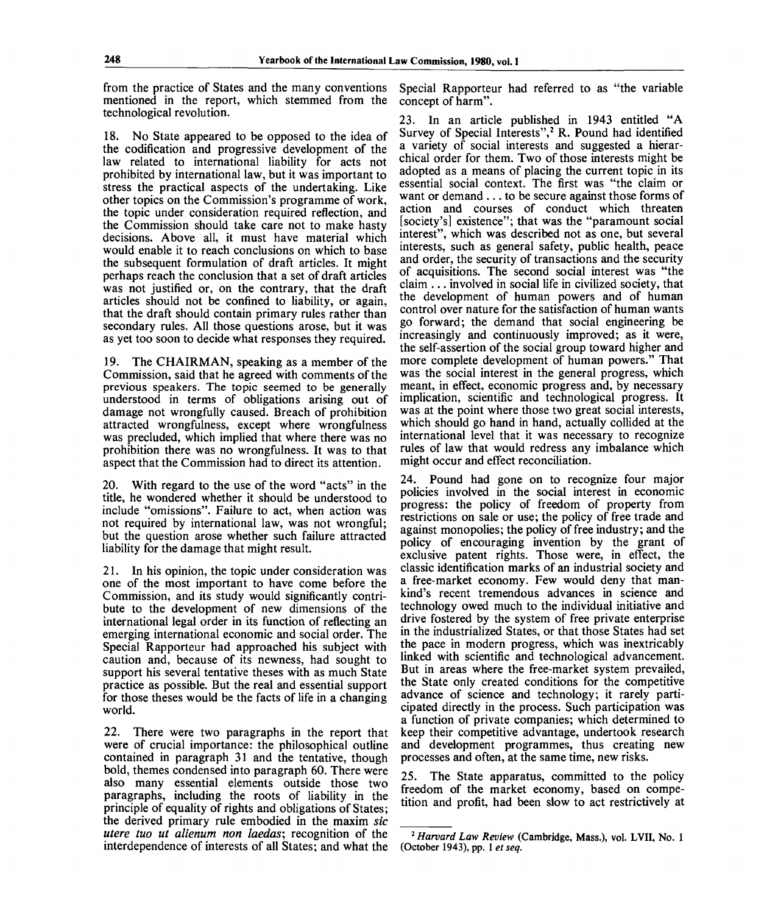from the practice of States and the many conventions mentioned in the report, which stemmed from the technological revolution.

18. No State appeared to be opposed to the idea of the codification and progressive development of the law related to international liability for acts not prohibited by international law, but it was important to stress the practical aspects of the undertaking. Like other topics on the Commission's programme of work, the topic under consideration required reflection, and the Commission should take care not to make hasty decisions. Above all, it must have material which would enable it to reach conclusions on which to base the subsequent formulation of draft articles. It might perhaps reach the conclusion that a set of draft articles was not justified or, on the contrary, that the draft articles should not be confined to liability, or again, that the draft should contain primary rules rather than secondary rules. All those questions arose, but it was as yet too soon to decide what responses they required.

19. The CHAIRMAN, speaking as a member of the Commission, said that he agreed with comments of the previous speakers. The topic seemed to be generally understood in terms of obligations arising out of damage not wrongfully caused. Breach of prohibition attracted wrongfulness, except where wrongfulness was precluded, which implied that where there was no prohibition there was no wrongfulness. It was to that aspect that the Commission had to direct its attention.

20. With regard to the use of the word "acts" in the title, he wondered whether it should be understood to include "omissions". Failure to act, when action was not required by international law, was not wrongful; but the question arose whether such failure attracted liability for the damage that might result.

21. In his opinion, the topic under consideration was one of the most important to have come before the Commission, and its study would significantly contribute to the development of new dimensions of the international legal order in its function of reflecting an emerging international economic and social order. The Special Rapporteur had approached his subject with caution and, because of its newness, had sought to support his several tentative theses with as much State practice as possible. But the real and essential support for those theses would be the facts of life in a changing world.

22. There were two paragraphs in the report that were of crucial importance: the philosophical outline contained in paragraph 31 and the tentative, though bold, themes condensed into paragraph 60. There were also many essential elements outside those two paragraphs, including the roots of liability in the principle of equality of rights and obligations of States; the derived primary rule embodied in the maxim *sic utere tuo ut alienum non laedas*; recognition of the interdependence of interests of all States; and what the Special Rapporteur had referred to as "the variable concept of harm".

23. In an article published in 1943 entitled "A Survey of Special Interests",[2] R. Pound had identified a variety of social interests and suggested a hierarchical order for them. Two of those interests might be adopted as a means of placing the current topic in its essential social context. The first was "the claim or want or demand . . . to be secure against those forms of action and courses of conduct which threaten [society's] existence"; that was the "paramount social interest", which was described not as one, but several interests, such as general safety, public health, peace and order, the security of transactions and the security of acquisitions. The second social interest was "the claim . . . involved in social life in civilized society, that the development of human powers and of human control over nature for the satisfaction of human wants go forward; the demand that social engineering be increasingly and continuously improved; as it were, the self-assertion of the social group toward higher and more complete development of human powers." That was the social interest in the general progress, which meant, in effect, economic progress and, by necessary implication, scientific and technological progress. It was at the point where those two great social interests, which should go hand in hand, actually collided at the international level that it was necessary to recognize rules of law that would redress any imbalance which might occur and effect reconciliation.

24. Pound had gone on to recognize four major policies involved in the social interest in economic progress: the policy of freedom of property from restrictions on sale or use; the policy of free trade and against monopolies; the policy of free industry; and the policy of encouraging invention by the grant of exclusive patent rights. Those were, in effect, the classic identification marks of an industrial society and a free-market economy. Few would deny that mankind's recent tremendous advances in science and technology owed much to the individual initiative and drive fostered by the system of free private enterprise in the industrialized States, or that those States had set the pace in modern progress, which was inextricably linked with scientific and technological advancement. But in areas where the free-market system prevailed, the State only created conditions for the competitive advance of science and technology; it rarely participated directly in the process. Such participation was a function of private companies; which determined to keep their competitive advantage, undertook research and development programmes, thus creating new processes and often, at the same time, new risks.

25. The State apparatus, committed to the policy freedom of the market economy, based on competition and profit, had been slow to act restrictively at

[2] *Harvard Law Review* (Cambridge, Mass.), vol. LVII, No. 1 (October 1943), pp. 1 *et seq.*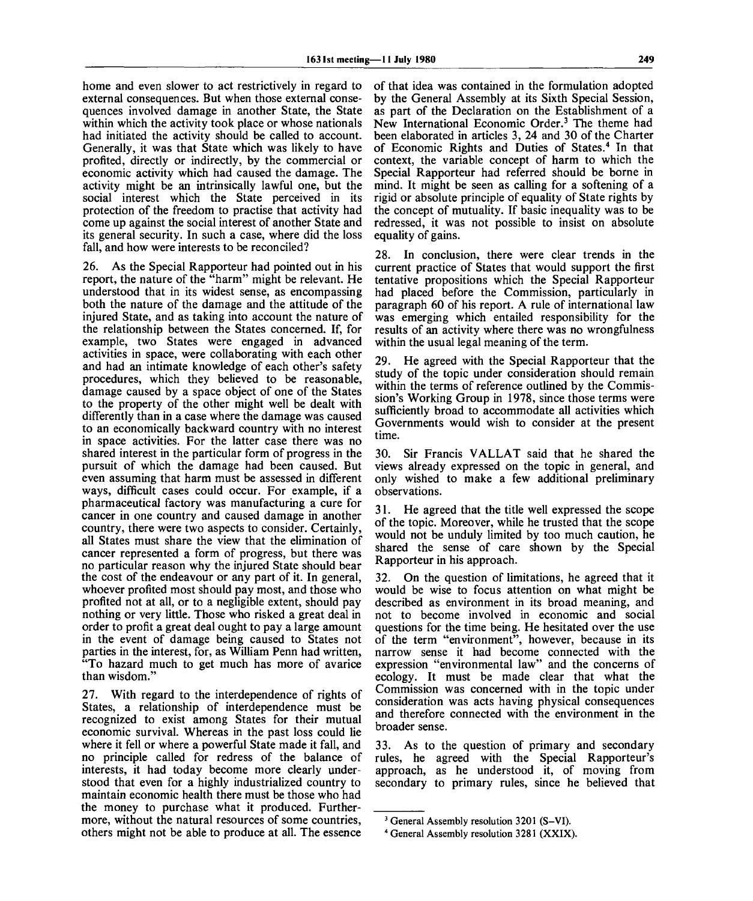home and even slower to act restrictively in regard to external consequences. But when those external consequences involved damage in another State, the State within which the activity took place or whose nationals had initiated the activity should be called to account. Generally, it was that State which was likely to have profited, directly or indirectly, by the commercial or economic activity which had caused the damage. The activity might be an intrinsically lawful one, but the social interest which the State perceived in its protection of the freedom to practise that activity had come up against the social interest of another State and its general security. In such a case, where did the loss fall, and how were interests to be reconciled?

26. As the Special Rapporteur had pointed out in his report, the nature of the "harm" might be relevant. He understood that in its widest sense, as encompassing both the nature of the damage and the attitude of the injured State, and as taking into account the nature of the relationship between the States concerned. If, for example, two States were engaged in advanced activities in space, were collaborating with each other and had an intimate knowledge of each other's safety procedures, which they believed to be reasonable, damage caused by a space object of one of the States to the property of the other might well be dealt with differently than in a case where the damage was caused to an economically backward country with no interest in space activities. For the latter case there was no shared interest in the particular form of progress in the pursuit of which the damage had been caused. But even assuming that harm must be assessed in different ways, difficult cases could occur. For example, if a pharmaceutical factory was manufacturing a cure for cancer in one country and caused damage in another country, there were two aspects to consider. Certainly, all States must share the view that the elimination of cancer represented a form of progress, but there was no particular reason why the injured State should bear the cost of the endeavour or any part of it. In general, whoever profited most should pay most, and those who profited not at all, or to a negligible extent, should pay nothing or very little. Those who risked a great deal in order to profit a great deal ought to pay a large amount in the event of damage being caused to States not parties in the interest, for, as William Penn had written, "To hazard much to get much has more of avarice than wisdom."

27. With regard to the interdependence of rights of States, a relationship of interdependence must be recognized to exist among States for their mutual economic survival. Whereas in the past loss could lie where it fell or where a powerful State made it fall, and no principle called for redress of the balance of interests, it had today become more clearly understood that even for a highly industrialized country to maintain economic health there must be those who had the money to purchase what it produced. Furthermore, without the natural resources of some countries, others might not be able to produce at all. The essence of that idea was contained in the formulation adopted by the General Assembly at its Sixth Special Session, as part of the Declaration on the Establishment of a New International Economic Order.[3] The theme had been elaborated in articles 3, 24 and 30 of the Charter of Economic Rights and Duties of States.[4] In that context, the variable concept of harm to which the Special Rapporteur had referred should be borne in mind. It might be seen as calling for a softening of a rigid or absolute principle of equality of State rights by the concept of mutuality. If basic inequality was to be redressed, it was not possible to insist on absolute equality of gains.

28. In conclusion, there were clear trends in the current practice of States that would support the first tentative propositions which the Special Rapporteur had placed before the Commission, particularly in paragraph 60 of his report. A rule of international law was emerging which entailed responsibility for the results of an activity where there was no wrongfulness within the usual legal meaning of the term.

29. He agreed with the Special Rapporteur that the study of the topic under consideration should remain within the terms of reference outlined by the Commission's Working Group in 1978, since those terms were sufficiently broad to accommodate all activities which Governments would wish to consider at the present time.

30. Sir Francis VALLAT said that he shared the views already expressed on the topic in general, and only wished to make a few additional preliminary observations.

31. He agreed that the title well expressed the scope of the topic. Moreover, while he trusted that the scope would not be unduly limited by too much caution, he shared the sense of care shown by the Special Rapporteur in his approach.

32. On the question of limitations, he agreed that it would be wise to focus attention on what might be described as environment in its broad meaning, and not to become involved in economic and social questions for the time being. He hesitated over the use of the term "environment", however, because in its narrow sense it had become connected with the expression "environmental law" and the concerns of ecology. It must be made clear that what the Commission was concerned with in the topic under consideration was acts having physical consequences and therefore connected with the environment in the broader sense.

33. As to the question of primary and secondary rules, he agreed with the Special Rapporteur's approach, as he understood it, of moving from secondary to primary rules, since he believed that

---

[3] General Assembly resolution 3201 (S–VI).

[4] General Assembly resolution 3281 (XXIX).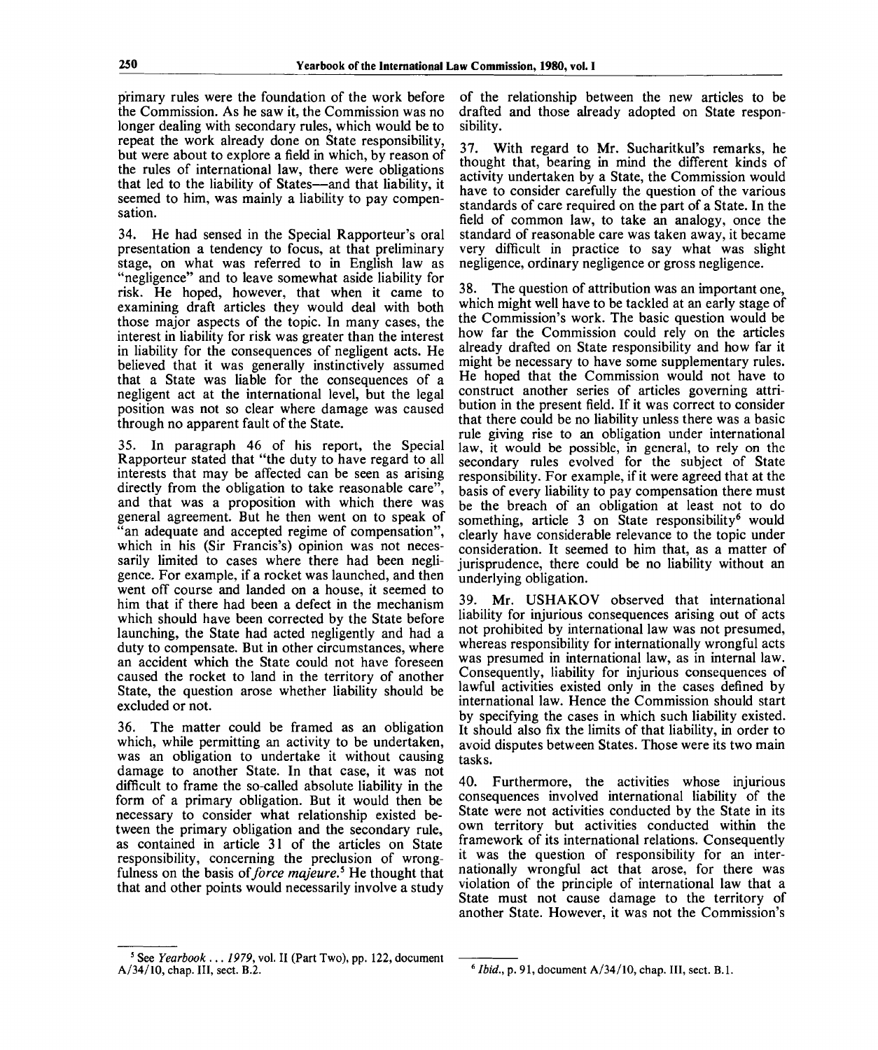primary rules were the foundation of the work before the Commission. As he saw it, the Commission was no longer dealing with secondary rules, which would be to repeat the work already done on State responsibility, but were about to explore a field in which, by reason of the rules of international law, there were obligations that led to the liability of States—and that liability, it seemed to him, was mainly a liability to pay compensation.

34. He had sensed in the Special Rapporteur's oral presentation a tendency to focus, at that preliminary stage, on what was referred to in English law as "negligence" and to leave somewhat aside liability for risk. He hoped, however, that when it came to examining draft articles they would deal with both those major aspects of the topic. In many cases, the interest in liability for risk was greater than the interest in liability for the consequences of negligent acts. He believed that it was generally instinctively assumed that a State was liable for the consequences of a negligent act at the international level, but the legal position was not so clear where damage was caused through no apparent fault of the State.

35. In paragraph 46 of his report, the Special Rapporteur stated that "the duty to have regard to all interests that may be affected can be seen as arising directly from the obligation to take reasonable care", and that was a proposition with which there was general agreement. But he then went on to speak of "an adequate and accepted regime of compensation", which in his (Sir Francis's) opinion was not necessarily limited to cases where there had been negligence. For example, if a rocket was launched, and then went off course and landed on a house, it seemed to him that if there had been a defect in the mechanism which should have been corrected by the State before launching, the State had acted negligently and had a duty to compensate. But in other circumstances, where an accident which the State could not have foreseen caused the rocket to land in the territory of another State, the question arose whether liability should be excluded or not.

36. The matter could be framed as an obligation which, while permitting an activity to be undertaken, was an obligation to undertake it without causing damage to another State. In that case, it was not difficult to frame the so-called absolute liability in the form of a primary obligation. But it would then be necessary to consider what relationship existed between the primary obligation and the secondary rule, as contained in article 31 of the articles on State responsibility, concerning the preclusion of wrongfulness on the basis of *force majeure*.[5] He thought that that and other points would necessarily involve a study of the relationship between the new articles to be drafted and those already adopted on State responsibility.

37. With regard to Mr. Sucharitkul's remarks, he thought that, bearing in mind the different kinds of activity undertaken by a State, the Commission would have to consider carefully the question of the various standards of care required on the part of a State. In the field of common law, to take an analogy, once the standard of reasonable care was taken away, it became very difficult in practice to say what was slight negligence, ordinary negligence or gross negligence.

38. The question of attribution was an important one, which might well have to be tackled at an early stage of the Commission's work. The basic question would be how far the Commission could rely on the articles already drafted on State responsibility and how far it might be necessary to have some supplementary rules. He hoped that the Commission would not have to construct another series of articles governing attribution in the present field. If it was correct to consider that there could be no liability unless there was a basic rule giving rise to an obligation under international law, it would be possible, in general, to rely on the secondary rules evolved for the subject of State responsibility. For example, if it were agreed that at the basis of every liability to pay compensation there must be the breach of an obligation at least not to do something, article 3 on State responsibility[6] would clearly have considerable relevance to the topic under consideration. It seemed to him that, as a matter of jurisprudence, there could be no liability without an underlying obligation.

39. Mr. USHAKOV observed that international liability for injurious consequences arising out of acts not prohibited by international law was not presumed, whereas responsibility for internationally wrongful acts was presumed in international law, as in internal law. Consequently, liability for injurious consequences of lawful activities existed only in the cases defined by international law. Hence the Commission should start by specifying the cases in which such liability existed. It should also fix the limits of that liability, in order to avoid disputes between States. Those were its two main tasks.

40. Furthermore, the activities whose injurious consequences involved international liability of the State were not activities conducted by the State in its own territory but activities conducted within the framework of its international relations. Consequently it was the question of responsibility for an internationally wrongful act that arose, for there was violation of the principle of international law that a State must not cause damage to the territory of another State. However, it was not the Commission's

---

[5] See *Yearbook ... 1979*, vol. II (Part Two), pp. 122, document A/34/10, chap. III, sect. B.2.

[6] *Ibid.*, p. 91, document A/34/10, chap. III, sect. B.1.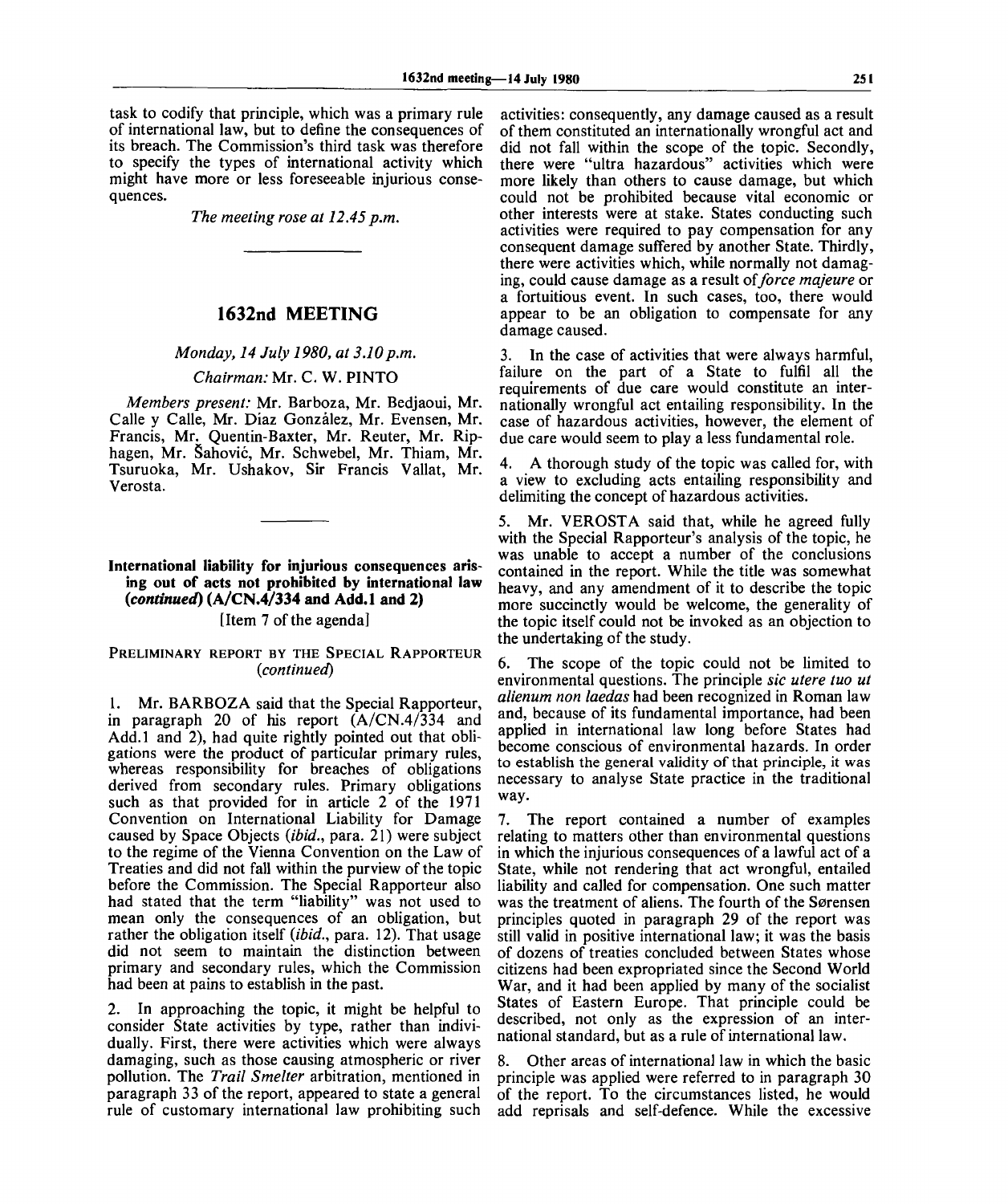task to codify that principle, which was a primary rule of international law, but to define the consequences of its breach. The Commission's third task was therefore to specify the types of international activity which might have more or less foreseeable injurious consequences.

*The meeting rose at 12.45 p.m.*

---

# 1632nd MEETING

*Monday, 14 July 1980, at 3.10 p.m.*

*Chairman:* Mr. C. W. PINTO

*Members present:* Mr. Barboza, Mr. Bedjaoui, Mr. Calle y Calle, Mr. Díaz González, Mr. Evensen, Mr. Francis, Mr. Quentin-Baxter, Mr. Reuter, Mr. Riphagen, Mr. Šahović, Mr. Schwebel, Mr. Thiam, Mr. Tsuruoka, Mr. Ushakov, Sir Francis Vallat, Mr. Verosta.

---

## International liability for injurious consequences arising out of acts not prohibited by international law (*continued*) (A/CN.4/334 and Add.1 and 2)

[Item 7 of the agenda]

### PRELIMINARY REPORT BY THE SPECIAL RAPPORTEUR (*continued*)

1. Mr. BARBOZA said that the Special Rapporteur, in paragraph 20 of his report (A/CN.4/334 and Add.1 and 2), had quite rightly pointed out that obligations were the product of particular primary rules, whereas responsibility for breaches of obligations derived from secondary rules. Primary obligations such as that provided for in article 2 of the 1971 Convention on International Liability for Damage caused by Space Objects (*ibid.*, para. 21) were subject to the regime of the Vienna Convention on the Law of Treaties and did not fall within the purview of the topic before the Commission. The Special Rapporteur also had stated that the term "liability" was not used to mean only the consequences of an obligation, but rather the obligation itself (*ibid.*, para. 12). That usage did not seem to maintain the distinction between primary and secondary rules, which the Commission had been at pains to establish in the past.

2. In approaching the topic, it might be helpful to consider State activities by type, rather than individually. First, there were activities which were always damaging, such as those causing atmospheric or river pollution. The *Trail Smelter* arbitration, mentioned in paragraph 33 of the report, appeared to state a general rule of customary international law prohibiting such activities: consequently, any damage caused as a result of them constituted an internationally wrongful act and did not fall within the scope of the topic. Secondly, there were "ultra hazardous" activities which were more likely than others to cause damage, but which could not be prohibited because vital economic or other interests were at stake. States conducting such activities were required to pay compensation for any consequent damage suffered by another State. Thirdly, there were activities which, while normally not damaging, could cause damage as a result of *force majeure* or a fortuitous event. In such cases, too, there would appear to be an obligation to compensate for any damage caused.

3. In the case of activities that were always harmful, failure on the part of a State to fulfil all the requirements of due care would constitute an internationally wrongful act entailing responsibility. In the case of hazardous activities, however, the element of due care would seem to play a less fundamental role.

4. A thorough study of the topic was called for, with a view to excluding acts entailing responsibility and delimiting the concept of hazardous activities.

5. Mr. VEROSTA said that, while he agreed fully with the Special Rapporteur's analysis of the topic, he was unable to accept a number of the conclusions contained in the report. While the title was somewhat heavy, and any amendment of it to describe the topic more succinctly would be welcome, the generality of the topic itself could not be invoked as an objection to the undertaking of the study.

6. The scope of the topic could not be limited to environmental questions. The principle *sic utere tuo ut alienum non laedas* had been recognized in Roman law and, because of its fundamental importance, had been applied in international law long before States had become conscious of environmental hazards. In order to establish the general validity of that principle, it was necessary to analyse State practice in the traditional way.

7. The report contained a number of examples relating to matters other than environmental questions in which the injurious consequences of a lawful act of a State, while not rendering that act wrongful, entailed liability and called for compensation. One such matter was the treatment of aliens. The fourth of the Sørensen principles quoted in paragraph 29 of the report was still valid in positive international law; it was the basis of dozens of treaties concluded between States whose citizens had been expropriated since the Second World War, and it had been applied by many of the socialist States of Eastern Europe. That principle could be described, not only as the expression of an international standard, but as a rule of international law.

8. Other areas of international law in which the basic principle was applied were referred to in paragraph 30 of the report. To the circumstances listed, he would add reprisals and self-defence. While the excessive